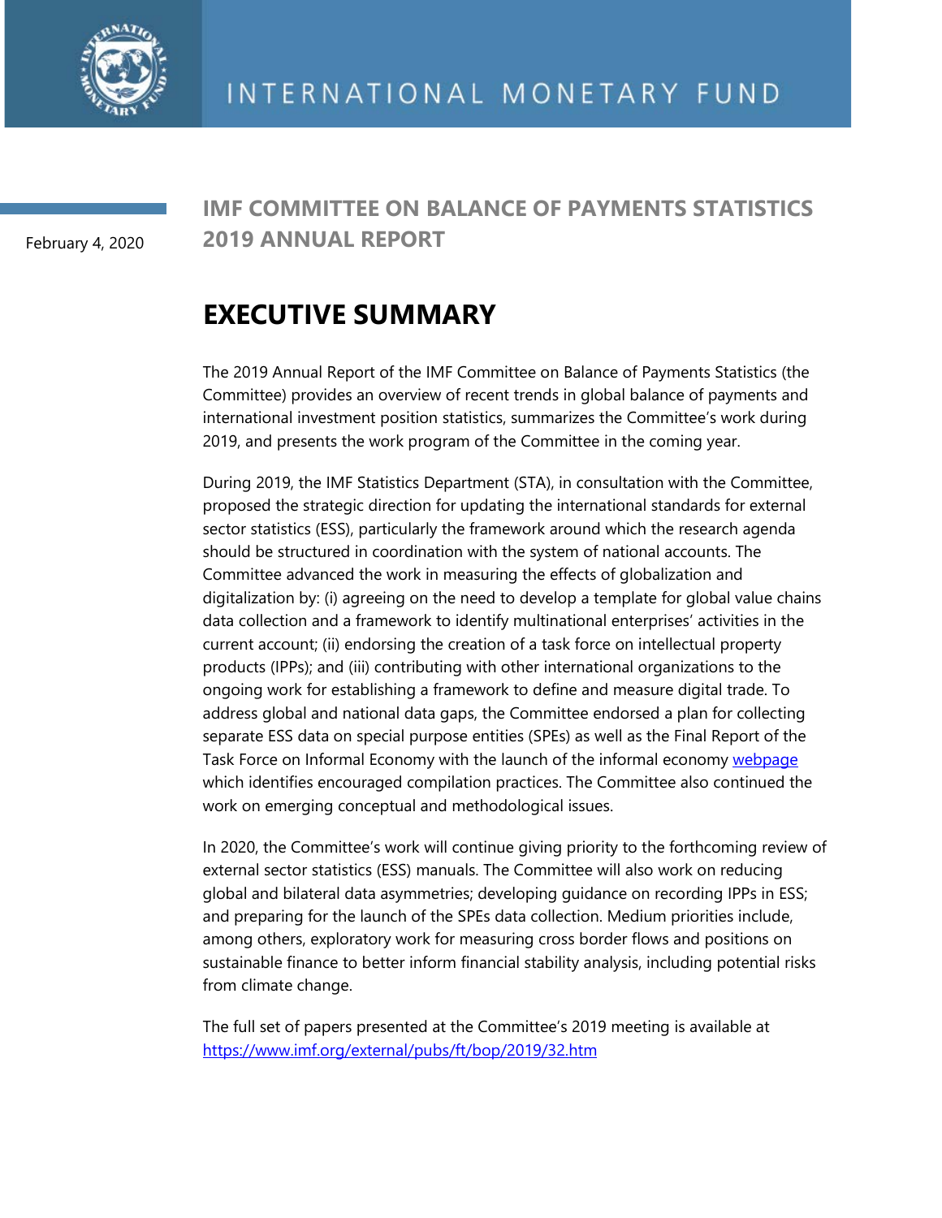INTERNATIONAL MONETARY FUND

February 4, 2020

## IMF COMMITTEE ON BALANCE OF PAYMENTS STATISTICS 2019 ANNUAL REPORT

# EXECUTIVE SUMMARY

The 2019 Annual Report of the IMF Committee on Balance of Payments Statistics (the Committee) provides an overview of recent trends in global balance of payments and international investment position statistics, summarizes the Committee's work during 2019, and presents the work program of the Committee in the coming year.

During 2019, the IMF Statistics Department (STA), in consultation with the Committee, proposed the strategic direction for updating the international standards for external sector statistics (ESS), particularly the framework around which the research agenda should be structured in coordination with the system of national accounts. The Committee advanced the work in measuring the effects of globalization and digitalization by: (i) agreeing on the need to develop a template for global value chains data collection and a framework to identify multinational enterprises' activities in the current account; (ii) endorsing the creation of a task force on intellectual property products (IPPs); and (iii) contributing with other international organizations to the ongoing work for establishing a framework to define and measure digital trade. To address global and national data gaps, the Committee endorsed a plan for collecting separate ESS data on special purpose entities (SPEs) as well as the Final Report of the Task Force on Informal Economy with the launch of the informal economy webpage which identifies encouraged compilation practices. The Committee also continued the work on emerging conceptual and methodological issues.

In 2020, the Committee's work will continue giving priority to the forthcoming review of external sector statistics (ESS) manuals. The Committee will also work on reducing global and bilateral data asymmetries; developing guidance on recording IPPs in ESS; and preparing for the launch of the SPEs data collection. Medium priorities include, among others, exploratory work for measuring cross border flows and positions on sustainable finance to better inform financial stability analysis, including potential risks from climate change.

The full set of papers presented at the Committee's 2019 meeting is available at https://www.imf.org/external/pubs/ft/bop/2019/32.htm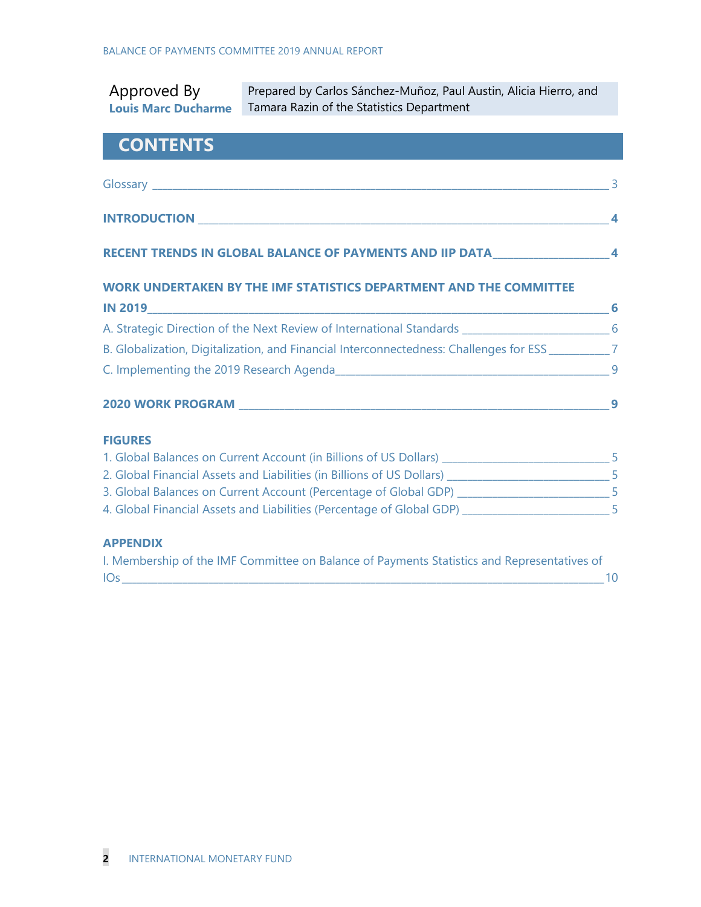Approved By
**Louis Marc Ducharme**

Prepared by Carlos Sánchez-Muñoz, Paul Austin, Alicia Hierro, and Tamara Razin of the Statistics Department

# CONTENTS

Glossary ____ 3

**INTRODUCTION** ____ **4**

**RECENT TRENDS IN GLOBAL BALANCE OF PAYMENTS AND IIP DATA** ____ **4**

**WORK UNDERTAKEN BY THE IMF STATISTICS DEPARTMENT AND THE COMMITTEE IN 2019** ____ **6**

A. Strategic Direction of the Next Review of International Standards ____ 6

B. Globalization, Digitalization, and Financial Interconnectedness: Challenges for ESS ____ 7

C. Implementing the 2019 Research Agenda ____ 9

**2020 WORK PROGRAM** ____ **9**

**FIGURES**

1. Global Balances on Current Account (in Billions of US Dollars) ____ 5
2. Global Financial Assets and Liabilities (in Billions of US Dollars) ____ 5
3. Global Balances on Current Account (Percentage of Global GDP) ____ 5
4. Global Financial Assets and Liabilities (Percentage of Global GDP) ____ 5

**APPENDIX**

I. Membership of the IMF Committee on Balance of Payments Statistics and Representatives of IOs ____ 10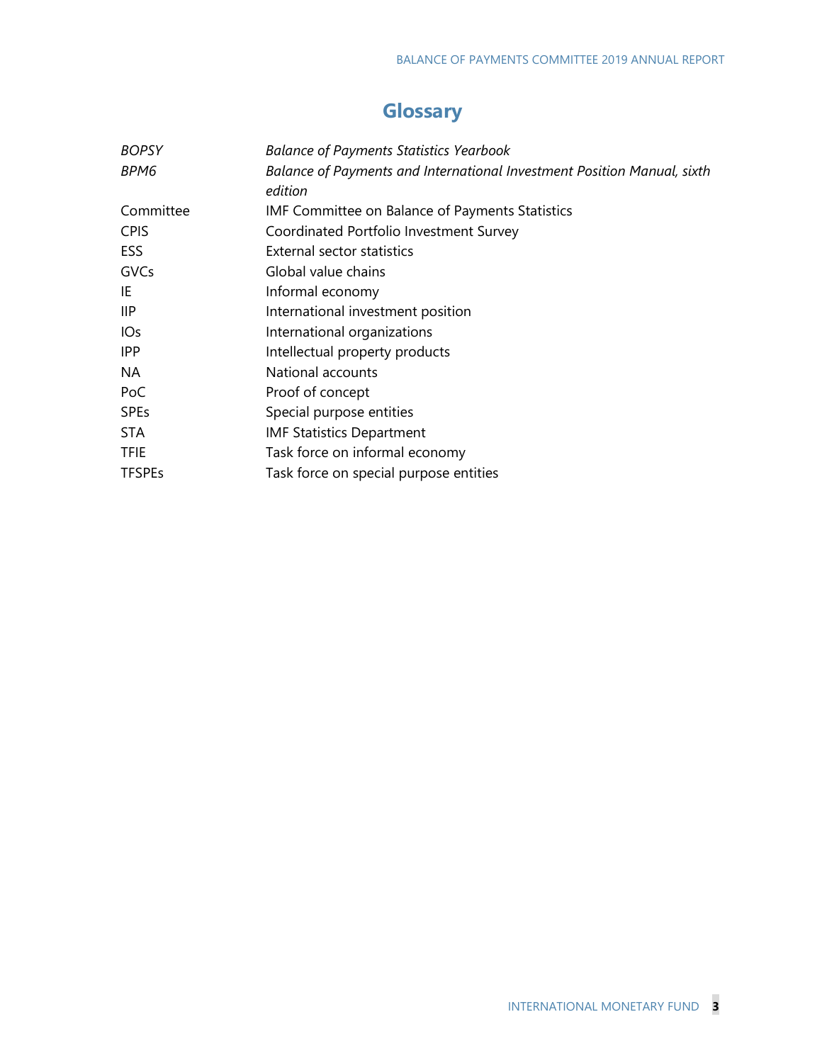# Glossary

| | |
|---|---|
| *BOPSY* | *Balance of Payments Statistics Yearbook* |
| *BPM6* | *Balance of Payments and International Investment Position Manual, sixth edition* |
| Committee | IMF Committee on Balance of Payments Statistics |
| CPIS | Coordinated Portfolio Investment Survey |
| ESS | External sector statistics |
| GVCs | Global value chains |
| IE | Informal economy |
| IIP | International investment position |
| IOs | International organizations |
| IPP | Intellectual property products |
| NA | National accounts |
| PoC | Proof of concept |
| SPEs | Special purpose entities |
| STA | IMF Statistics Department |
| TFIE | Task force on informal economy |
| TFSPEs | Task force on special purpose entities |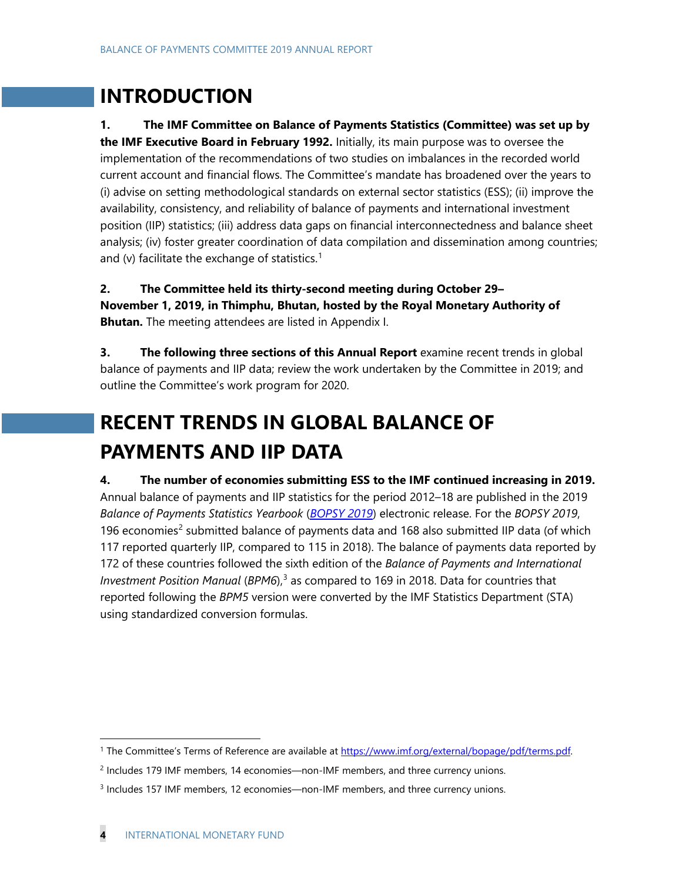# INTRODUCTION

**1. The IMF Committee on Balance of Payments Statistics (Committee) was set up by the IMF Executive Board in February 1992.** Initially, its main purpose was to oversee the implementation of the recommendations of two studies on imbalances in the recorded world current account and financial flows. The Committee's mandate has broadened over the years to (i) advise on setting methodological standards on external sector statistics (ESS); (ii) improve the availability, consistency, and reliability of balance of payments and international investment position (IIP) statistics; (iii) address data gaps on financial interconnectedness and balance sheet analysis; (iv) foster greater coordination of data compilation and dissemination among countries; and (v) facilitate the exchange of statistics.[1]

**2. The Committee held its thirty-second meeting during October 29–November 1, 2019, in Thimphu, Bhutan, hosted by the Royal Monetary Authority of Bhutan.** The meeting attendees are listed in Appendix I.

**3. The following three sections of this Annual Report** examine recent trends in global balance of payments and IIP data; review the work undertaken by the Committee in 2019; and outline the Committee's work program for 2020.

# RECENT TRENDS IN GLOBAL BALANCE OF PAYMENTS AND IIP DATA

**4. The number of economies submitting ESS to the IMF continued increasing in 2019.** Annual balance of payments and IIP statistics for the period 2012–18 are published in the 2019 *Balance of Payments Statistics Yearbook* (*BOPSY 2019*) electronic release. For the *BOPSY 2019*, 196 economies[2] submitted balance of payments data and 168 also submitted IIP data (of which 117 reported quarterly IIP, compared to 115 in 2018). The balance of payments data reported by 172 of these countries followed the sixth edition of the *Balance of Payments and International Investment Position Manual* (*BPM6*),[3] as compared to 169 in 2018. Data for countries that reported following the *BPM5* version were converted by the IMF Statistics Department (STA) using standardized conversion formulas.

[1] The Committee's Terms of Reference are available at https://www.imf.org/external/bopage/pdf/terms.pdf.

[2] Includes 179 IMF members, 14 economies—non-IMF members, and three currency unions.

[3] Includes 157 IMF members, 12 economies—non-IMF members, and three currency unions.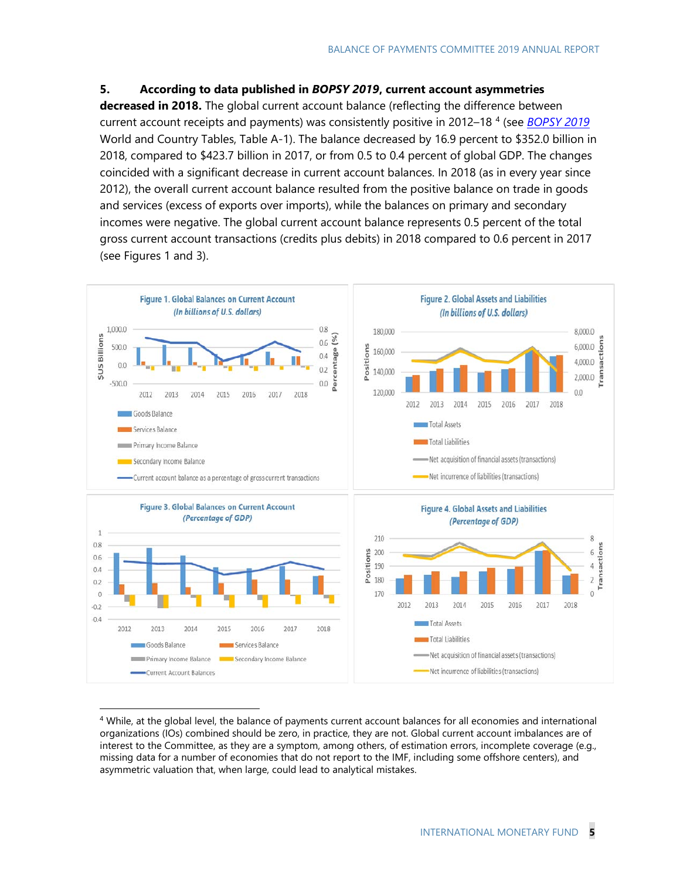**5. According to data published in *BOPSY 2019*, current account asymmetries decreased in 2018.** The global current account balance (reflecting the difference between current account receipts and payments) was consistently positive in 2012–18 [4] (see *BOPSY 2019* World and Country Tables, Table A-1). The balance decreased by 16.9 percent to $352.0 billion in 2018, compared to $423.7 billion in 2017, or from 0.5 to 0.4 percent of global GDP. The changes coincided with a significant decrease in current account balances. In 2018 (as in every year since 2012), the overall current account balance resulted from the positive balance on trade in goods and services (excess of exports over imports), while the balances on primary and secondary incomes were negative. The global current account balance represents 0.5 percent of the total gross current account transactions (credits plus debits) in 2018 compared to 0.6 percent in 2017 (see Figures 1 and 3).

**Figure 1. Global Balances on Current Account**
*(In billions of U.S. dollars)*

Legend: Goods Balance; Services Balance; Primary Income Balance; Secondary Income Balance; Current account balance as a percentage of gross current transactions

**Figure 2. Global Assets and Liabilities**
*(In billions of U.S. dollars)*

Legend: Total Assets; Total Liabilities; Net acquisition of financial assets (transactions); Net incurrence of liabilities (transactions)

**Figure 3. Global Balances on Current Account**
*(Percentage of GDP)*

Legend: Goods Balance; Services Balance; Primary Income Balance; Secondary Income Balance; Current Account Balances

**Figure 4. Global Assets and Liabilities**
*(Percentage of GDP)*

Legend: Total Assets; Total Liabilities; Net acquisition of financial assets (transactions); Net incurrence of liabilities (transactions)

---

[4] While, at the global level, the balance of payments current account balances for all economies and international organizations (IOs) combined should be zero, in practice, they are not. Global current account imbalances are of interest to the Committee, as they are a symptom, among others, of estimation errors, incomplete coverage (e.g., missing data for a number of economies that do not report to the IMF, including some offshore centers), and asymmetric valuation that, when large, could lead to analytical mistakes.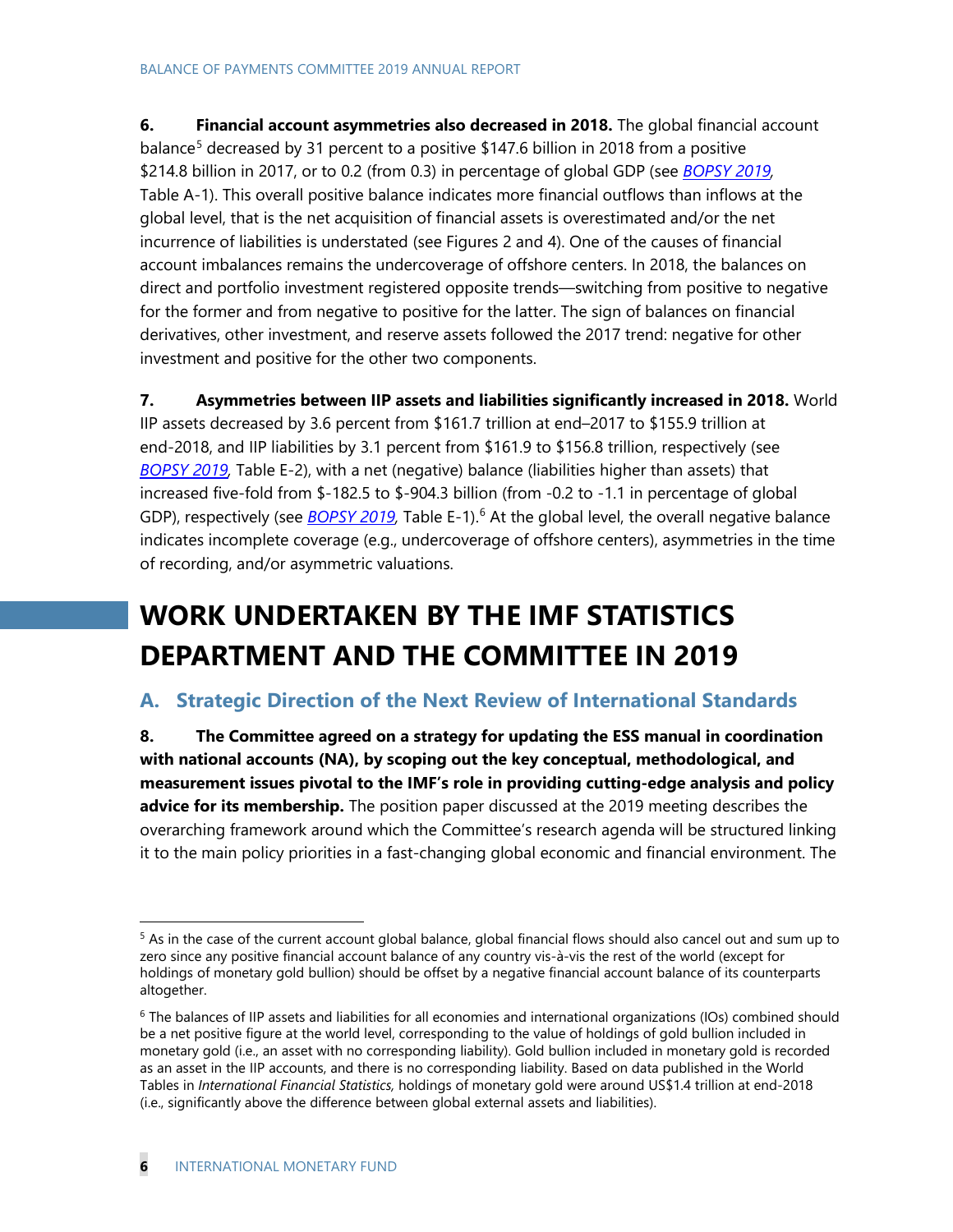**6. Financial account asymmetries also decreased in 2018.** The global financial account balance[5] decreased by 31 percent to a positive $147.6 billion in 2018 from a positive $214.8 billion in 2017, or to 0.2 (from 0.3) in percentage of global GDP (see *BOPSY 2019*, Table A-1). This overall positive balance indicates more financial outflows than inflows at the global level, that is the net acquisition of financial assets is overestimated and/or the net incurrence of liabilities is understated (see Figures 2 and 4). One of the causes of financial account imbalances remains the undercoverage of offshore centers. In 2018, the balances on direct and portfolio investment registered opposite trends—switching from positive to negative for the former and from negative to positive for the latter. The sign of balances on financial derivatives, other investment, and reserve assets followed the 2017 trend: negative for other investment and positive for the other two components.

**7. Asymmetries between IIP assets and liabilities significantly increased in 2018.** World IIP assets decreased by 3.6 percent from $161.7 trillion at end–2017 to $155.9 trillion at end-2018, and IIP liabilities by 3.1 percent from $161.9 to $156.8 trillion, respectively (see *BOPSY 2019*, Table E-2), with a net (negative) balance (liabilities higher than assets) that increased five-fold from $-182.5 to $-904.3 billion (from -0.2 to -1.1 in percentage of global GDP), respectively (see *BOPSY 2019*, Table E-1).[6] At the global level, the overall negative balance indicates incomplete coverage (e.g., undercoverage of offshore centers), asymmetries in the time of recording, and/or asymmetric valuations.

# WORK UNDERTAKEN BY THE IMF STATISTICS DEPARTMENT AND THE COMMITTEE IN 2019

## A. Strategic Direction of the Next Review of International Standards

**8. The Committee agreed on a strategy for updating the ESS manual in coordination with national accounts (NA), by scoping out the key conceptual, methodological, and measurement issues pivotal to the IMF's role in providing cutting-edge analysis and policy advice for its membership.** The position paper discussed at the 2019 meeting describes the overarching framework around which the Committee's research agenda will be structured linking it to the main policy priorities in a fast-changing global economic and financial environment. The

---

[5] As in the case of the current account global balance, global financial flows should also cancel out and sum up to zero since any positive financial account balance of any country vis-à-vis the rest of the world (except for holdings of monetary gold bullion) should be offset by a negative financial account balance of its counterparts altogether.

[6] The balances of IIP assets and liabilities for all economies and international organizations (IOs) combined should be a net positive figure at the world level, corresponding to the value of holdings of gold bullion included in monetary gold (i.e., an asset with no corresponding liability). Gold bullion included in monetary gold is recorded as an asset in the IIP accounts, and there is no corresponding liability. Based on data published in the World Tables in *International Financial Statistics,* holdings of monetary gold were around US$1.4 trillion at end-2018 (i.e., significantly above the difference between global external assets and liabilities).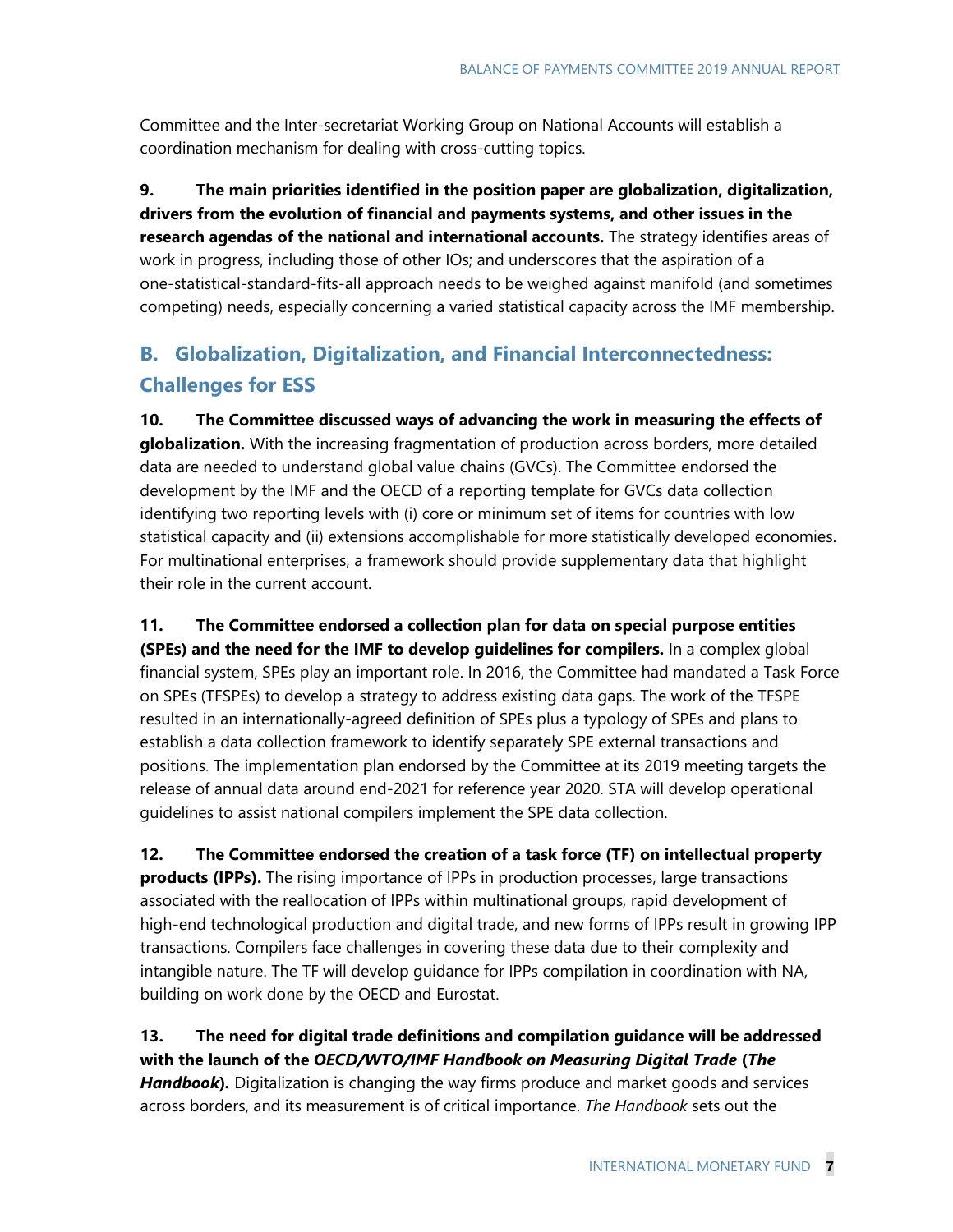Committee and the Inter-secretariat Working Group on National Accounts will establish a coordination mechanism for dealing with cross-cutting topics.

**9. The main priorities identified in the position paper are globalization, digitalization, drivers from the evolution of financial and payments systems, and other issues in the research agendas of the national and international accounts.** The strategy identifies areas of work in progress, including those of other IOs; and underscores that the aspiration of a one-statistical-standard-fits-all approach needs to be weighed against manifold (and sometimes competing) needs, especially concerning a varied statistical capacity across the IMF membership.

## B. Globalization, Digitalization, and Financial Interconnectedness: Challenges for ESS

**10. The Committee discussed ways of advancing the work in measuring the effects of globalization.** With the increasing fragmentation of production across borders, more detailed data are needed to understand global value chains (GVCs). The Committee endorsed the development by the IMF and the OECD of a reporting template for GVCs data collection identifying two reporting levels with (i) core or minimum set of items for countries with low statistical capacity and (ii) extensions accomplishable for more statistically developed economies. For multinational enterprises, a framework should provide supplementary data that highlight their role in the current account.

**11. The Committee endorsed a collection plan for data on special purpose entities (SPEs) and the need for the IMF to develop guidelines for compilers.** In a complex global financial system, SPEs play an important role. In 2016, the Committee had mandated a Task Force on SPEs (TFSPEs) to develop a strategy to address existing data gaps. The work of the TFSPE resulted in an internationally-agreed definition of SPEs plus a typology of SPEs and plans to establish a data collection framework to identify separately SPE external transactions and positions. The implementation plan endorsed by the Committee at its 2019 meeting targets the release of annual data around end-2021 for reference year 2020. STA will develop operational guidelines to assist national compilers implement the SPE data collection.

**12. The Committee endorsed the creation of a task force (TF) on intellectual property products (IPPs).** The rising importance of IPPs in production processes, large transactions associated with the reallocation of IPPs within multinational groups, rapid development of high-end technological production and digital trade, and new forms of IPPs result in growing IPP transactions. Compilers face challenges in covering these data due to their complexity and intangible nature. The TF will develop guidance for IPPs compilation in coordination with NA, building on work done by the OECD and Eurostat.

**13. The need for digital trade definitions and compilation guidance will be addressed with the launch of the *OECD/WTO/IMF Handbook on Measuring Digital Trade* (*The Handbook*).** Digitalization is changing the way firms produce and market goods and services across borders, and its measurement is of critical importance. *The Handbook* sets out the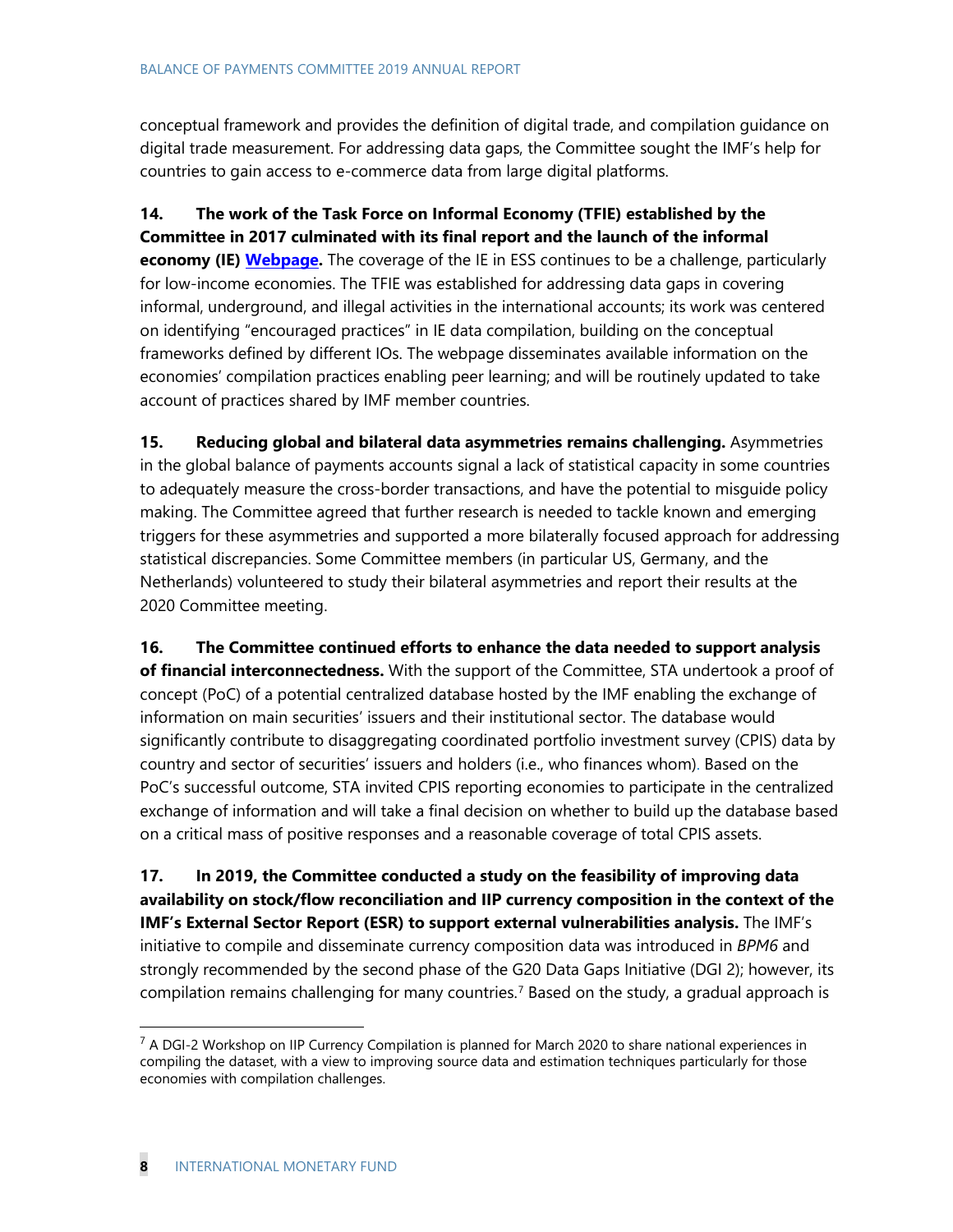conceptual framework and provides the definition of digital trade, and compilation guidance on digital trade measurement. For addressing data gaps, the Committee sought the IMF's help for countries to gain access to e-commerce data from large digital platforms.

**14. The work of the Task Force on Informal Economy (TFIE) established by the Committee in 2017 culminated with its final report and the launch of the informal economy (IE) Webpage.** The coverage of the IE in ESS continues to be a challenge, particularly for low-income economies. The TFIE was established for addressing data gaps in covering informal, underground, and illegal activities in the international accounts; its work was centered on identifying "encouraged practices" in IE data compilation, building on the conceptual frameworks defined by different IOs. The webpage disseminates available information on the economies' compilation practices enabling peer learning; and will be routinely updated to take account of practices shared by IMF member countries.

**15. Reducing global and bilateral data asymmetries remains challenging.** Asymmetries in the global balance of payments accounts signal a lack of statistical capacity in some countries to adequately measure the cross-border transactions, and have the potential to misguide policy making. The Committee agreed that further research is needed to tackle known and emerging triggers for these asymmetries and supported a more bilaterally focused approach for addressing statistical discrepancies. Some Committee members (in particular US, Germany, and the Netherlands) volunteered to study their bilateral asymmetries and report their results at the 2020 Committee meeting.

**16. The Committee continued efforts to enhance the data needed to support analysis of financial interconnectedness.** With the support of the Committee, STA undertook a proof of concept (PoC) of a potential centralized database hosted by the IMF enabling the exchange of information on main securities' issuers and their institutional sector. The database would significantly contribute to disaggregating coordinated portfolio investment survey (CPIS) data by country and sector of securities' issuers and holders (i.e., who finances whom). Based on the PoC's successful outcome, STA invited CPIS reporting economies to participate in the centralized exchange of information and will take a final decision on whether to build up the database based on a critical mass of positive responses and a reasonable coverage of total CPIS assets.

**17. In 2019, the Committee conducted a study on the feasibility of improving data availability on stock/flow reconciliation and IIP currency composition in the context of the IMF's External Sector Report (ESR) to support external vulnerabilities analysis.** The IMF's initiative to compile and disseminate currency composition data was introduced in *BPM6* and strongly recommended by the second phase of the G20 Data Gaps Initiative (DGI 2); however, its compilation remains challenging for many countries.[7] Based on the study, a gradual approach is

[7] A DGI-2 Workshop on IIP Currency Compilation is planned for March 2020 to share national experiences in compiling the dataset, with a view to improving source data and estimation techniques particularly for those economies with compilation challenges.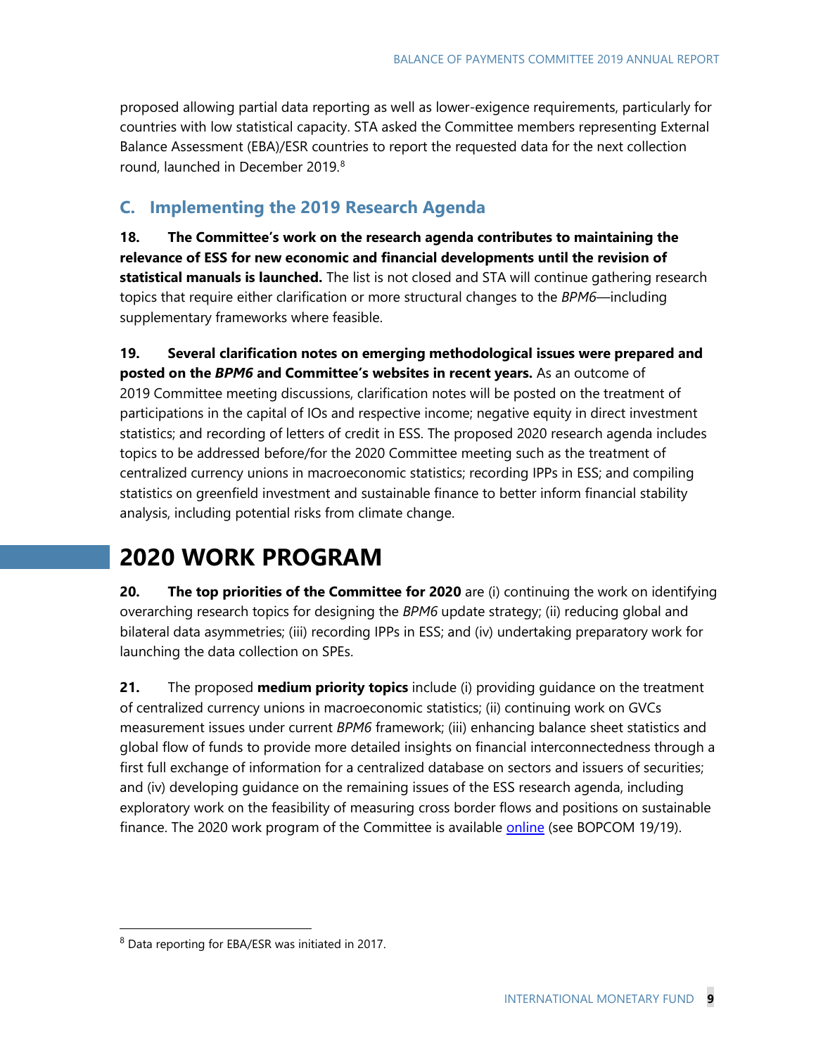proposed allowing partial data reporting as well as lower-exigence requirements, particularly for countries with low statistical capacity. STA asked the Committee members representing External Balance Assessment (EBA)/ESR countries to report the requested data for the next collection round, launched in December 2019.[8]

### C. Implementing the 2019 Research Agenda

**18. The Committee's work on the research agenda contributes to maintaining the relevance of ESS for new economic and financial developments until the revision of statistical manuals is launched.** The list is not closed and STA will continue gathering research topics that require either clarification or more structural changes to the *BPM6*—including supplementary frameworks where feasible.

**19. Several clarification notes on emerging methodological issues were prepared and posted on the *BPM6* and Committee's websites in recent years.** As an outcome of 2019 Committee meeting discussions, clarification notes will be posted on the treatment of participations in the capital of IOs and respective income; negative equity in direct investment statistics; and recording of letters of credit in ESS. The proposed 2020 research agenda includes topics to be addressed before/for the 2020 Committee meeting such as the treatment of centralized currency unions in macroeconomic statistics; recording IPPs in ESS; and compiling statistics on greenfield investment and sustainable finance to better inform financial stability analysis, including potential risks from climate change.

## 2020 WORK PROGRAM

**20. The top priorities of the Committee for 2020** are (i) continuing the work on identifying overarching research topics for designing the *BPM6* update strategy; (ii) reducing global and bilateral data asymmetries; (iii) recording IPPs in ESS; and (iv) undertaking preparatory work for launching the data collection on SPEs.

**21.** The proposed **medium priority topics** include (i) providing guidance on the treatment of centralized currency unions in macroeconomic statistics; (ii) continuing work on GVCs measurement issues under current *BPM6* framework; (iii) enhancing balance sheet statistics and global flow of funds to provide more detailed insights on financial interconnectedness through a first full exchange of information for a centralized database on sectors and issuers of securities; and (iv) developing guidance on the remaining issues of the ESS research agenda, including exploratory work on the feasibility of measuring cross border flows and positions on sustainable finance. The 2020 work program of the Committee is available online (see BOPCOM 19/19).

---

[8] Data reporting for EBA/ESR was initiated in 2017.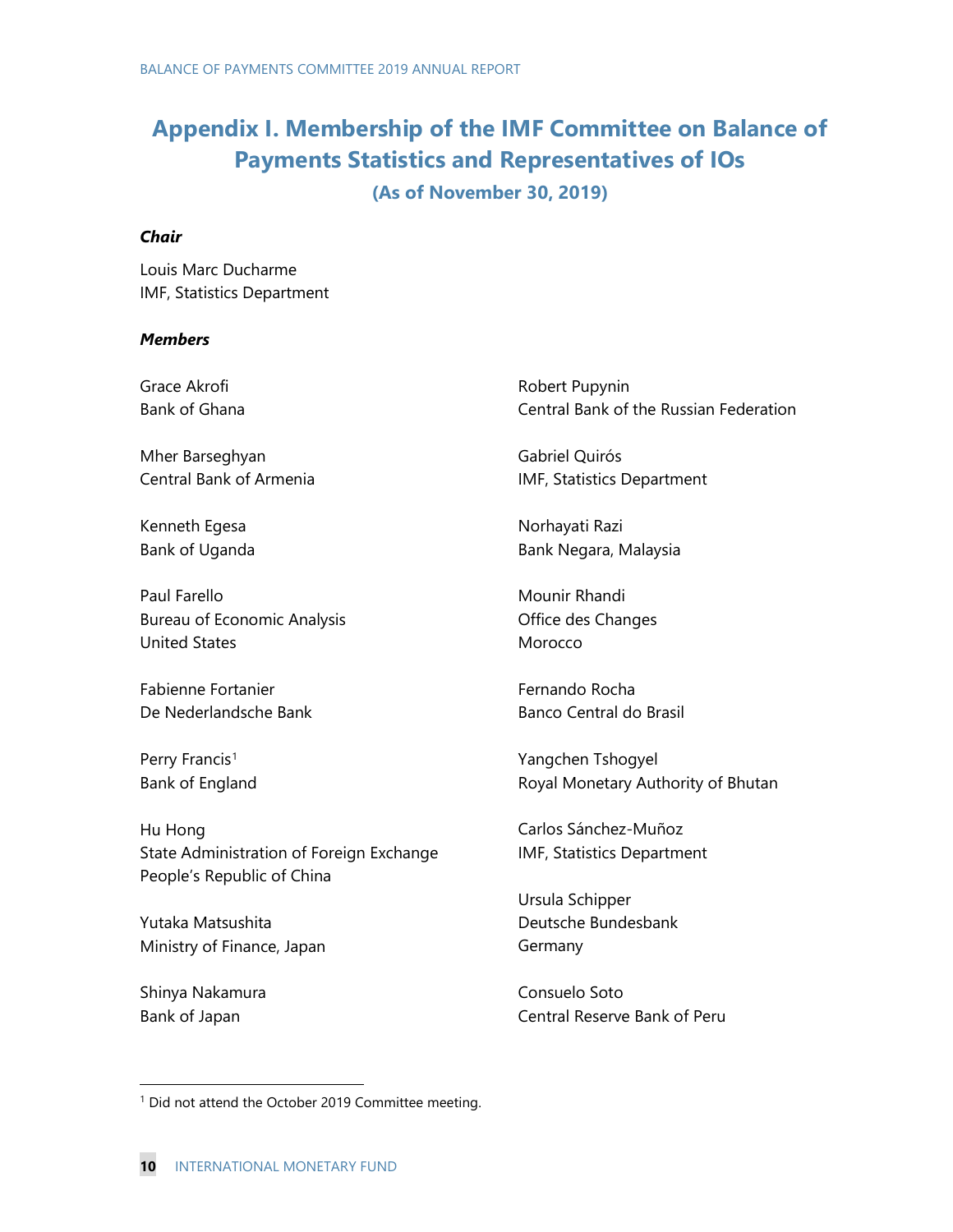# Appendix I. Membership of the IMF Committee on Balance of Payments Statistics and Representatives of IOs

**(As of November 30, 2019)**

***Chair***

Louis Marc Ducharme
IMF, Statistics Department

***Members***

Grace Akrofi
Bank of Ghana

Mher Barseghyan
Central Bank of Armenia

Kenneth Egesa
Bank of Uganda

Paul Farello
Bureau of Economic Analysis
United States

Fabienne Fortanier
De Nederlandsche Bank

Perry Francis[1]
Bank of England

Hu Hong
State Administration of Foreign Exchange
People's Republic of China

Yutaka Matsushita
Ministry of Finance, Japan

Shinya Nakamura
Bank of Japan

Robert Pupynin
Central Bank of the Russian Federation

Gabriel Quirós
IMF, Statistics Department

Norhayati Razi
Bank Negara, Malaysia

Mounir Rhandi
Office des Changes
Morocco

Fernando Rocha
Banco Central do Brasil

Yangchen Tshogyel
Royal Monetary Authority of Bhutan

Carlos Sánchez-Muñoz
IMF, Statistics Department

Ursula Schipper
Deutsche Bundesbank
Germany

Consuelo Soto
Central Reserve Bank of Peru

---

[1] Did not attend the October 2019 Committee meeting.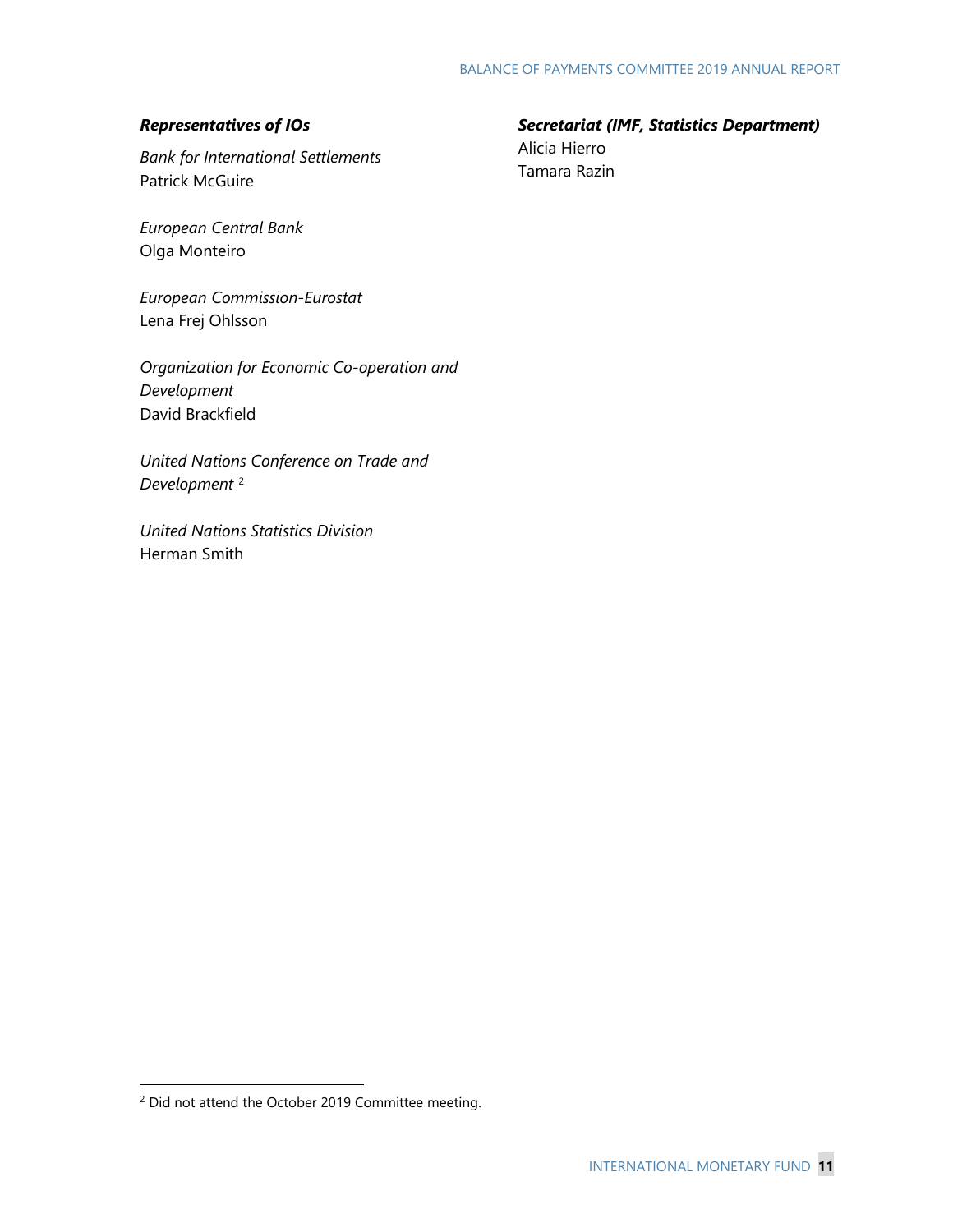***Representatives of IOs***

*Bank for International Settlements*
Patrick McGuire

*European Central Bank*
Olga Monteiro

*European Commission-Eurostat*
Lena Frej Ohlsson

*Organization for Economic Co-operation and Development*
David Brackfield

*United Nations Conference on Trade and Development* [2]

*United Nations Statistics Division*
Herman Smith

***Secretariat (IMF, Statistics Department)***
Alicia Hierro
Tamara Razin

[2] Did not attend the October 2019 Committee meeting.